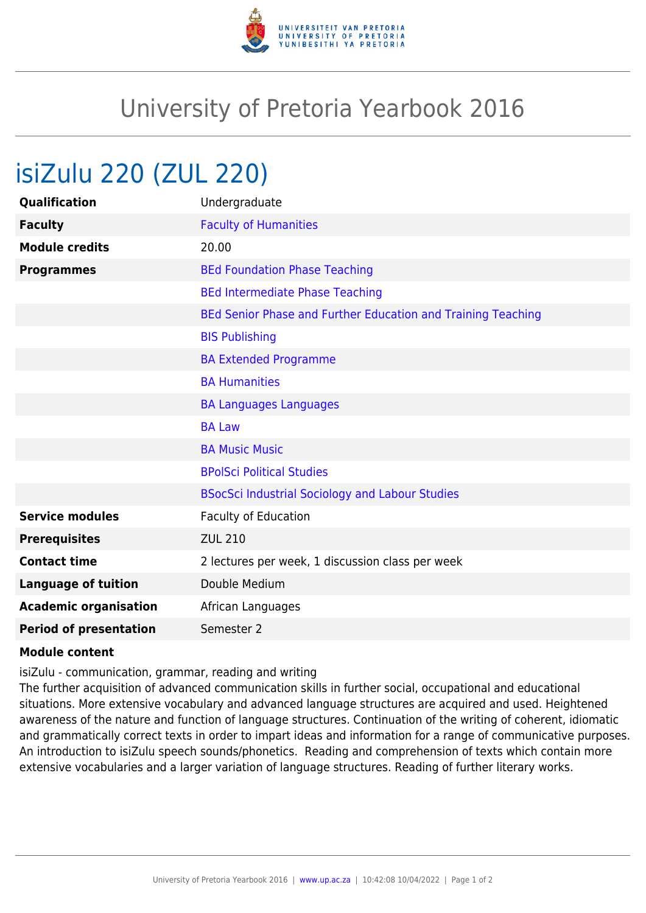# University of Pretoria Yearbook 2016

## isiZulu 220 (ZUL 220)

| | |
|---|---|
| **Qualification** | Undergraduate |
| **Faculty** | Faculty of Humanities |
| **Module credits** | 20.00 |
| **Programmes** | BEd Foundation Phase Teaching |
| | BEd Intermediate Phase Teaching |
| | BEd Senior Phase and Further Education and Training Teaching |
| | BIS Publishing |
| | BA Extended Programme |
| | BA Humanities |
| | BA Languages Languages |
| | BA Law |
| | BA Music Music |
| | BPolSci Political Studies |
| | BSocSci Industrial Sociology and Labour Studies |
| **Service modules** | Faculty of Education |
| **Prerequisites** | ZUL 210 |
| **Contact time** | 2 lectures per week, 1 discussion class per week |
| **Language of tuition** | Double Medium |
| **Academic organisation** | African Languages |
| **Period of presentation** | Semester 2 |

**Module content**

isiZulu - communication, grammar, reading and writing
The further acquisition of advanced communication skills in further social, occupational and educational situations. More extensive vocabulary and advanced language structures are acquired and used. Heightened awareness of the nature and function of language structures. Continuation of the writing of coherent, idiomatic and grammatically correct texts in order to impart ideas and information for a range of communicative purposes. An introduction to isiZulu speech sounds/phonetics. Reading and comprehension of texts which contain more extensive vocabularies and a larger variation of language structures. Reading of further literary works.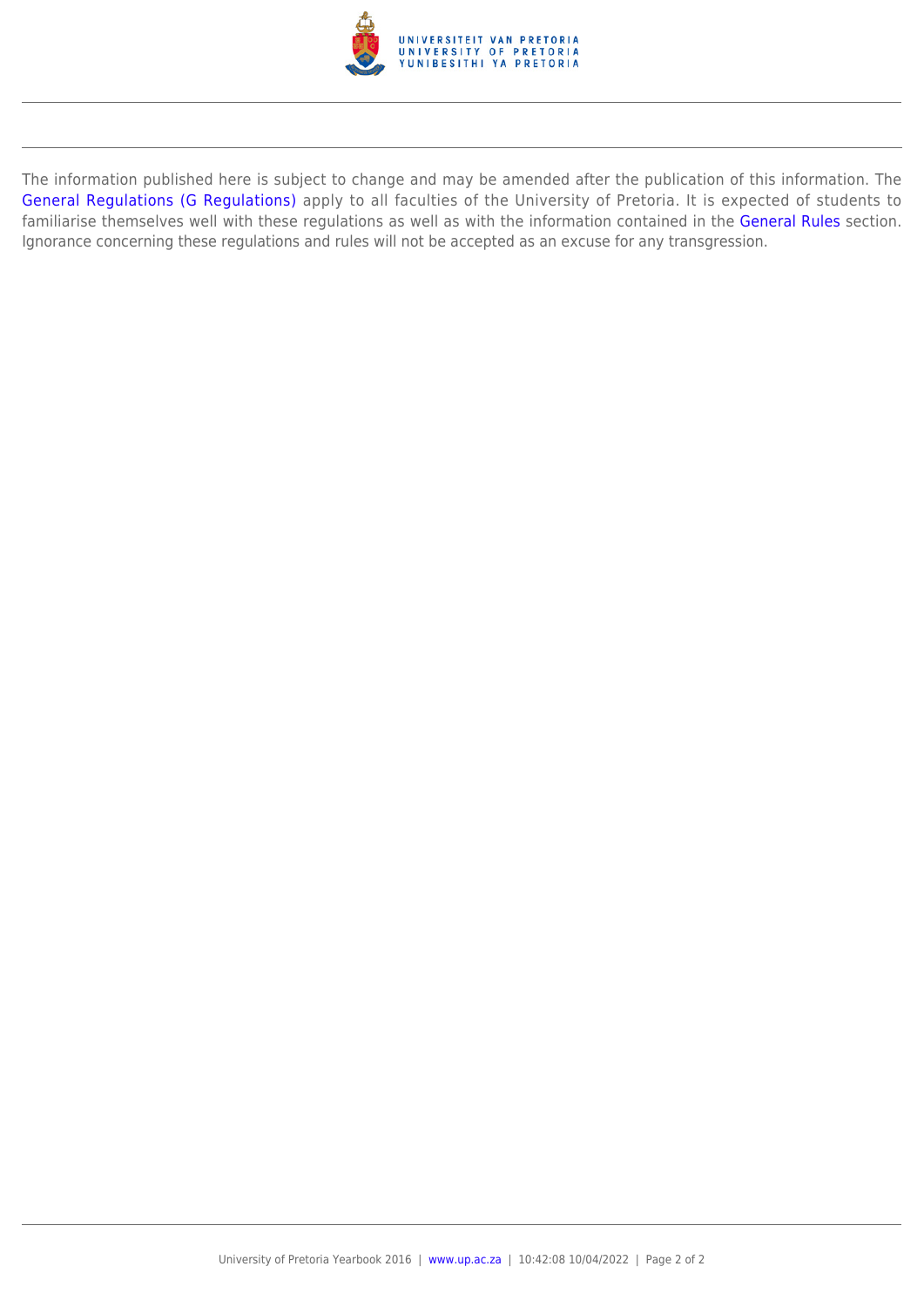The information published here is subject to change and may be amended after the publication of this information. The General Regulations (G Regulations) apply to all faculties of the University of Pretoria. It is expected of students to familiarise themselves well with these regulations as well as with the information contained in the General Rules section. Ignorance concerning these regulations and rules will not be accepted as an excuse for any transgression.